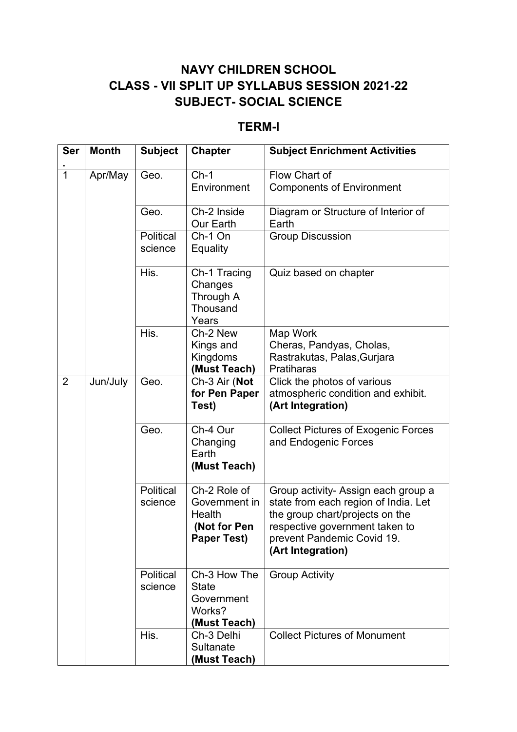# NAVY CHILDREN SCHOOL
## CLASS - VII SPLIT UP SYLLABUS SESSION 2021-22
## SUBJECT- SOCIAL SCIENCE

### TERM-I

| Ser. | Month | Subject | Chapter | Subject Enrichment Activities |
|---|---|---|---|---|
| 1 | Apr/May | Geo. | Ch-1 Environment | Flow Chart of Components of Environment |
| | | Geo. | Ch-2 Inside Our Earth | Diagram or Structure of Interior of Earth |
| | | Political science | Ch-1 On Equality | Group Discussion |
| | | His. | Ch-1 Tracing Changes Through A Thousand Years | Quiz based on chapter |
| | | His. | Ch-2 New Kings and Kingdoms **(Must Teach)** | Map Work Cheras, Pandyas, Cholas, Rastrakutas, Palas,Gurjara Pratiharas |
| 2 | Jun/July | Geo. | Ch-3 Air (**Not for Pen Paper Test)** | Click the photos of various atmospheric condition and exhibit. **(Art Integration)** |
| | | Geo. | Ch-4 Our Changing Earth **(Must Teach)** | Collect Pictures of Exogenic Forces and Endogenic Forces |
| | | Political science | Ch-2 Role of Government in Health **(Not for Pen Paper Test)** | Group activity- Assign each group a state from each region of India. Let the group chart/projects on the respective government taken to prevent Pandemic Covid 19. **(Art Integration)** |
| | | Political science | Ch-3 How The State Government Works? **(Must Teach)** | Group Activity |
| | | His. | Ch-3 Delhi Sultanate **(Must Teach)** | Collect Pictures of Monument |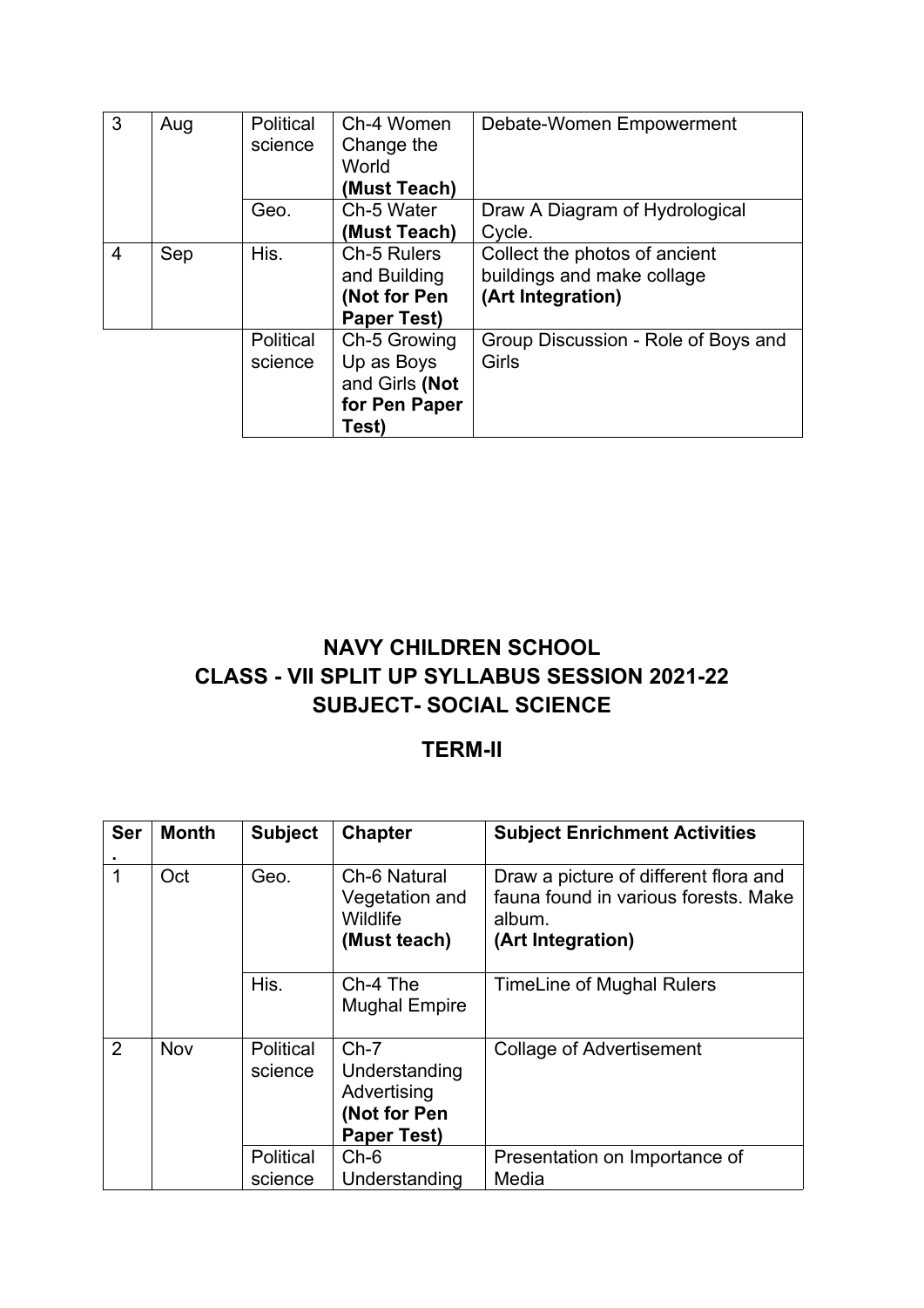| 3 | Aug | Political science | Ch-4 Women Change the World **(Must Teach)** | Debate-Women Empowerment |
|---|---|---|---|---|
| | | Geo. | Ch-5 Water **(Must Teach)** | Draw A Diagram of Hydrological Cycle. |
| 4 | Sep | His. | Ch-5 Rulers and Building **(Not for Pen Paper Test)** | Collect the photos of ancient buildings and make collage **(Art Integration)** |
| | | Political science | Ch-5 Growing Up as Boys and Girls **(Not for Pen Paper Test)** | Group Discussion - Role of Boys and Girls |

# NAVY CHILDREN SCHOOL
# CLASS - VII SPLIT UP SYLLABUS SESSION 2021-22
# SUBJECT- SOCIAL SCIENCE

## TERM-II

| Ser. | Month | Subject | Chapter | Subject Enrichment Activities |
|---|---|---|---|---|
| 1 | Oct | Geo. | Ch-6 Natural Vegetation and Wildlife **(Must teach)** | Draw a picture of different flora and fauna found in various forests. Make album. **(Art Integration)** |
| | | His. | Ch-4 The Mughal Empire | TimeLine of Mughal Rulers |
| 2 | Nov | Political science | Ch-7 Understanding Advertising **(Not for Pen Paper Test)** | Collage of Advertisement |
| | | Political science | Ch-6 Understanding | Presentation on Importance of Media |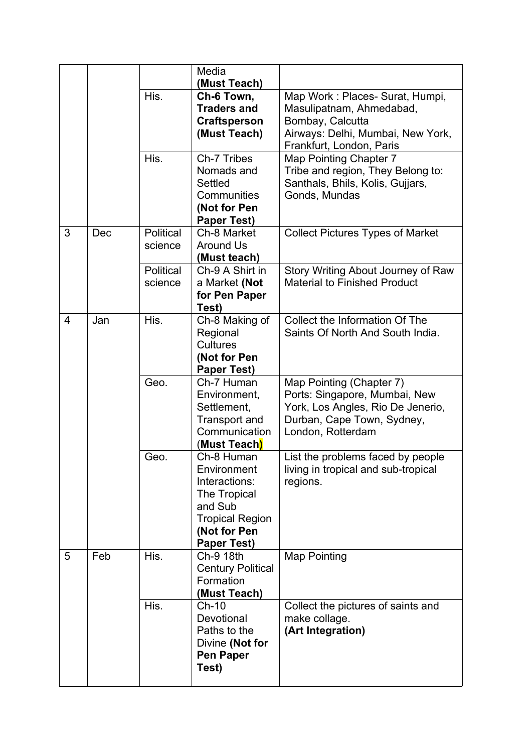| | | | | |
|---|---|---|---|---|
| | | | Media **(Must Teach)** | |
| | | His. | **Ch-6 Town, Traders and Craftsperson (Must Teach)** | Map Work : Places- Surat, Humpi, Masulipatnam, Ahmedabad, Bombay, Calcutta<br>Airways: Delhi, Mumbai, New York, Frankfurt, London, Paris |
| | | His. | Ch-7 Tribes Nomads and Settled Communities **(Not for Pen Paper Test)** | Map Pointing Chapter 7<br>Tribe and region, They Belong to: Santhals, Bhils, Kolis, Gujjars, Gonds, Mundas |
| 3 | Dec | Political science | Ch-8 Market Around Us **(Must teach)** | Collect Pictures Types of Market |
| | | Political science | Ch-9 A Shirt in a Market **(Not for Pen Paper Test)** | Story Writing About Journey of Raw Material to Finished Product |
| 4 | Jan | His. | Ch-8 Making of Regional Cultures **(Not for Pen Paper Test)** | Collect the Information Of The Saints Of North And South India. |
| | | Geo. | Ch-7 Human Environment, Settlement, Transport and Communication (**Must Teach**) | Map Pointing (Chapter 7)<br>Ports: Singapore, Mumbai, New York, Los Angles, Rio De Jenerio, Durban, Cape Town, Sydney, London, Rotterdam |
| | | Geo. | Ch-8 Human Environment Interactions: The Tropical and Sub Tropical Region **(Not for Pen Paper Test)** | List the problems faced by people living in tropical and sub-tropical regions. |
| 5 | Feb | His. | Ch-9 18th Century Political Formation **(Must Teach)** | Map Pointing |
| | | His. | Ch-10 Devotional Paths to the Divine **(Not for Pen Paper Test)** | Collect the pictures of saints and make collage.<br>**(Art Integration)** |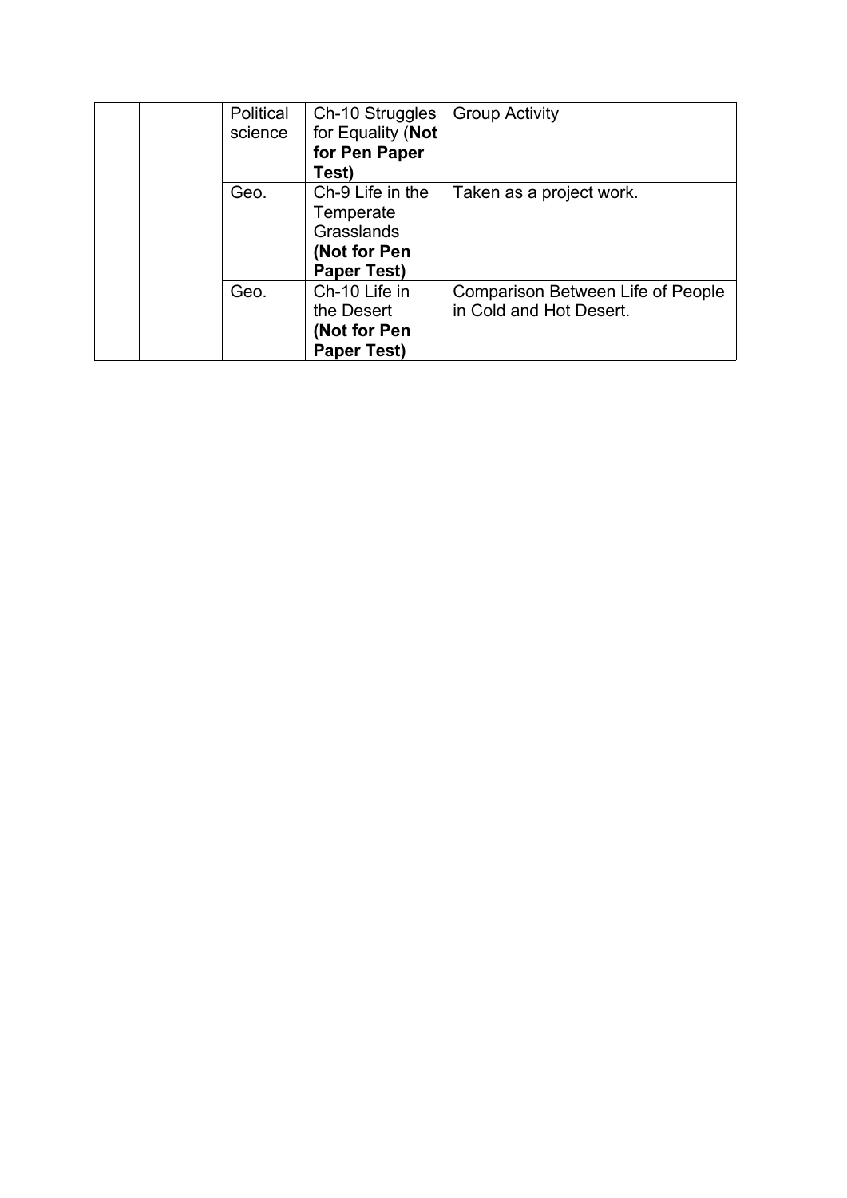| | | | | |
|---|---|---|---|---|
| | | Political science | Ch-10 Struggles for Equality (**Not for Pen Paper Test)** | Group Activity |
| | | Geo. | Ch-9 Life in the Temperate Grasslands **(Not for Pen Paper Test)** | Taken as a project work. |
| | | Geo. | Ch-10 Life in the Desert **(Not for Pen Paper Test)** | Comparison Between Life of People in Cold and Hot Desert. |